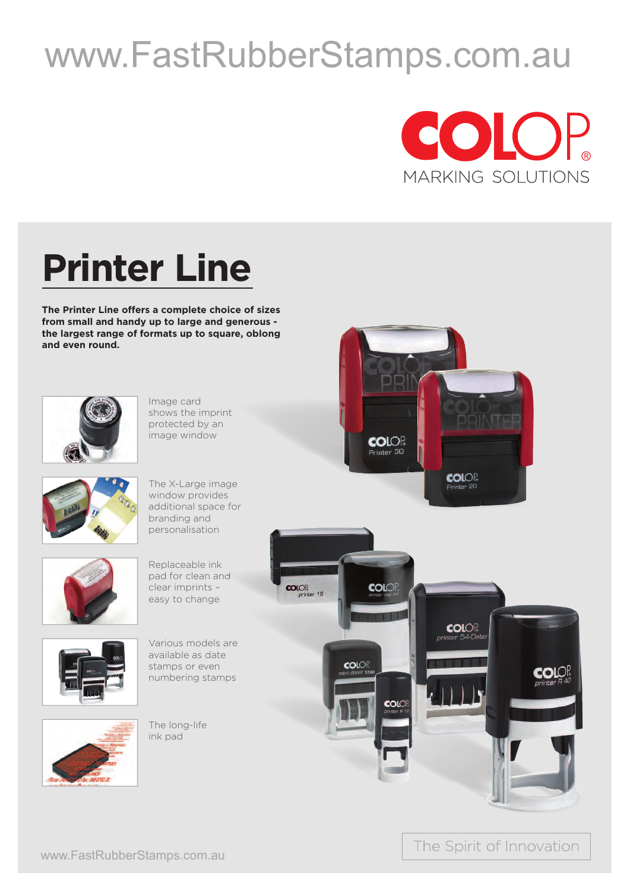www.FastRubberStamps.com.au

COLOP
MARKING SOLUTIONS

# Printer Line

**The Printer Line offers a complete choice of sizes from small and handy up to large and generous - the largest range of formats up to square, oblong and even round.**

Image card shows the imprint protected by an image window

The X-Large image window provides additional space for branding and personalisation

Replaceable ink pad for clean and clear imprints – easy to change

Various models are available as date stamps or even numbering stamps

The long-life ink pad

The Spirit of Innovation

www.FastRubberStamps.com.au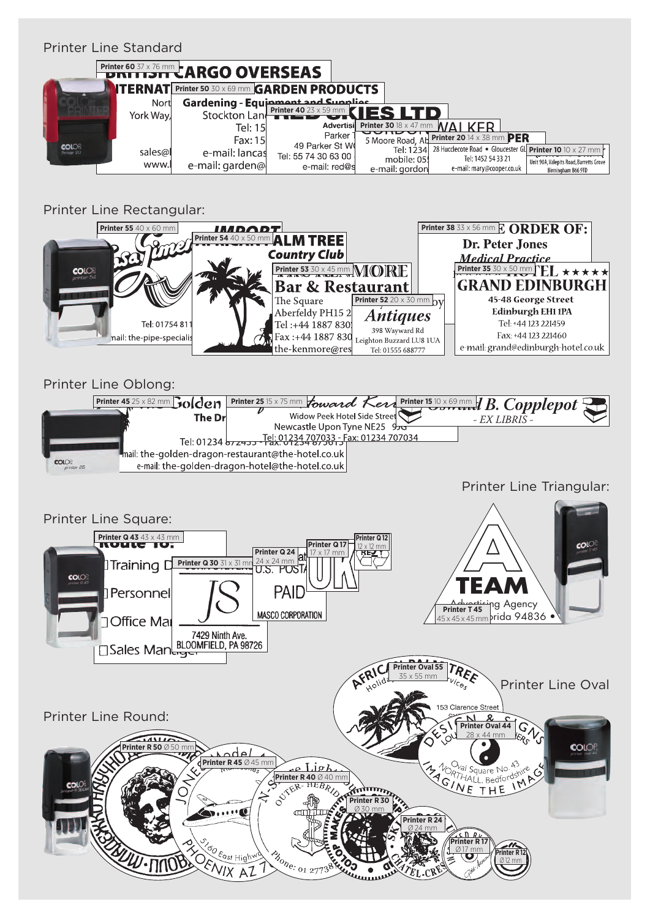## Printer Line Standard

**Printer 60** 37 x 76 mm

**Printer 50** 30 x 69 mm

**Printer 40** 23 x 59 mm

**Printer 30** 18 x 47 mm

**Printer 20** 14 x 38 mm

**Printer 10** 10 x 27 mm

## Printer Line Rectangular:

**Printer 55** 40 x 60 mm

**Printer 54** 40 x 50 mm

**Printer 53** 30 x 45 mm

**Printer 52** 20 x 30 mm

**Printer 38** 33 x 56 mm

**Printer 35** 30 x 50 mm

## Printer Line Oblong:

**Printer 45** 25 x 82 mm

**Printer 25** 15 x 75 mm

**Printer 15** 10 x 69 mm

## Printer Line Triangular:

**Printer T 45** 45 x 45 x 45 mm

## Printer Line Square:

**Printer Q 43** 43 x 43 mm

**Printer Q 30** 31 x 31 mm

**Printer Q 24** 24 x 24 mm

**Printer Q 17** 17 x 17 mm

**Printer Q 12** 12 x 12 mm

## Printer Line Oval

**Printer Oval 55** 35 x 55 mm

**Printer Oval 44** 28 x 44 mm

## Printer Line Round:

**Printer R 50** Ø 50 mm

**Printer R 45** Ø 45 mm

**Printer R 40** Ø 40 mm

**Printer R 30** Ø 30 mm

**Printer R 24** Ø 24 mm

**Printer R 17** Ø 17 mm

**Printer R 12** Ø 12 mm